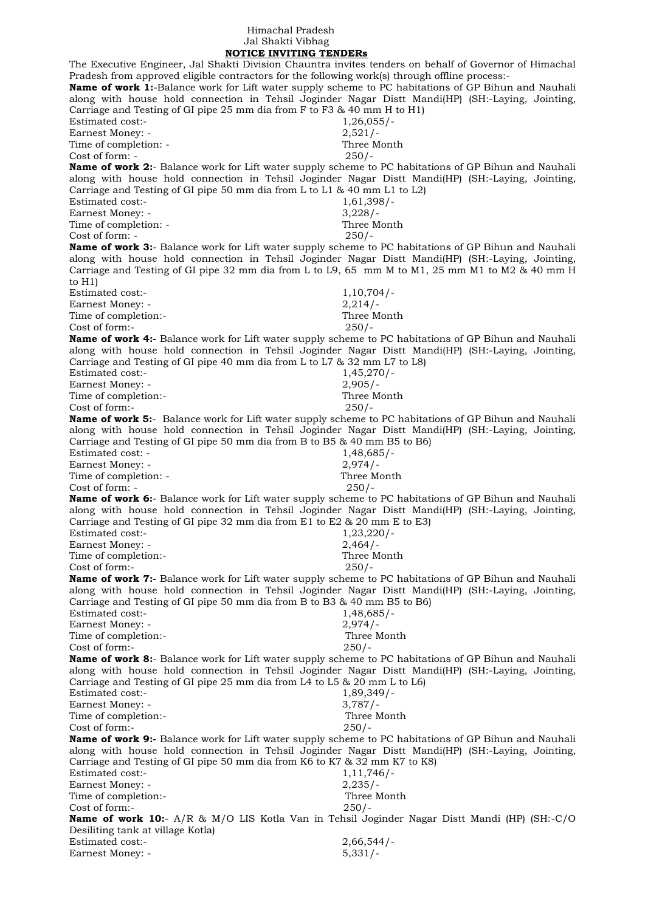Himachal Pradesh
Jal Shakti Vibhag

**NOTICE INVITING TENDERs**

The Executive Engineer, Jal Shakti Division Chauntra invites tenders on behalf of Governor of Himachal Pradesh from approved eligible contractors for the following work(s) through offline process:-

**Name of work 1:**-Balance work for Lift water supply scheme to PC habitations of GP Bihun and Nauhali along with house hold connection in Tehsil Joginder Nagar Distt Mandi(HP) (SH:-Laying, Jointing, Carriage and Testing of GI pipe 25 mm dia from F to F3 & 40 mm H to H1)

Estimated cost:- 1,26,055/-
Earnest Money: - 2,521/-
Time of completion: - Three Month
Cost of form: - 250/-

**Name of work 2:**- Balance work for Lift water supply scheme to PC habitations of GP Bihun and Nauhali along with house hold connection in Tehsil Joginder Nagar Distt Mandi(HP) (SH:-Laying, Jointing, Carriage and Testing of GI pipe 50 mm dia from L to L1 & 40 mm L1 to L2)

Estimated cost:- 1,61,398/-
Earnest Money: - 3,228/-
Time of completion: - Three Month
Cost of form: - 250/-

**Name of work 3:**- Balance work for Lift water supply scheme to PC habitations of GP Bihun and Nauhali along with house hold connection in Tehsil Joginder Nagar Distt Mandi(HP) (SH:-Laying, Jointing, Carriage and Testing of GI pipe 32 mm dia from L to L9, 65 mm M to M1, 25 mm M1 to M2 & 40 mm H to H1)

Estimated cost:- 1,10,704/-
Earnest Money: - 2,214/-
Time of completion:- Three Month
Cost of form:- 250/-

**Name of work 4:-** Balance work for Lift water supply scheme to PC habitations of GP Bihun and Nauhali along with house hold connection in Tehsil Joginder Nagar Distt Mandi(HP) (SH:-Laying, Jointing, Carriage and Testing of GI pipe 40 mm dia from L to L7 & 32 mm L7 to L8)

Estimated cost:- 1,45,270/-
Earnest Money: - 2,905/-
Time of completion:- Three Month
Cost of form:- 250/-

**Name of work 5:**- Balance work for Lift water supply scheme to PC habitations of GP Bihun and Nauhali along with house hold connection in Tehsil Joginder Nagar Distt Mandi(HP) (SH:-Laying, Jointing, Carriage and Testing of GI pipe 50 mm dia from B to B5 & 40 mm B5 to B6)

Estimated cost: - 1,48,685/-
Earnest Money: - 2,974/-
Time of completion: - Three Month
Cost of form: - 250/-

**Name of work 6:**- Balance work for Lift water supply scheme to PC habitations of GP Bihun and Nauhali along with house hold connection in Tehsil Joginder Nagar Distt Mandi(HP) (SH:-Laying, Jointing, Carriage and Testing of GI pipe 32 mm dia from E1 to E2 & 20 mm E to E3)

Estimated cost:- 1,23,220/-
Earnest Money: - 2,464/-
Time of completion:- Three Month
Cost of form:- 250/-

**Name of work 7:-** Balance work for Lift water supply scheme to PC habitations of GP Bihun and Nauhali along with house hold connection in Tehsil Joginder Nagar Distt Mandi(HP) (SH:-Laying, Jointing, Carriage and Testing of GI pipe 50 mm dia from B to B3 & 40 mm B5 to B6)

Estimated cost:- 1,48,685/-
Earnest Money: - 2,974/-
Time of completion:- Three Month
Cost of form:- 250/-

**Name of work 8:**- Balance work for Lift water supply scheme to PC habitations of GP Bihun and Nauhali along with house hold connection in Tehsil Joginder Nagar Distt Mandi(HP) (SH:-Laying, Jointing, Carriage and Testing of GI pipe 25 mm dia from L4 to L5 & 20 mm L to L6)

Estimated cost:- 1,89,349/-
Earnest Money: - 3,787/-
Time of completion:- Three Month
Cost of form:- 250/-

**Name of work 9:-** Balance work for Lift water supply scheme to PC habitations of GP Bihun and Nauhali along with house hold connection in Tehsil Joginder Nagar Distt Mandi(HP) (SH:-Laying, Jointing, Carriage and Testing of GI pipe 50 mm dia from K6 to K7 & 32 mm K7 to K8)

Estimated cost:- 1,11,746/-
Earnest Money: - 2,235/-
Time of completion:- Three Month
Cost of form:- 250/-

**Name of work 10:**- A/R & M/O LIS Kotla Van in Tehsil Joginder Nagar Distt Mandi (HP) (SH:-C/O Desiliting tank at village Kotla)

Estimated cost:- 2,66,544/-
Earnest Money: - 5,331/-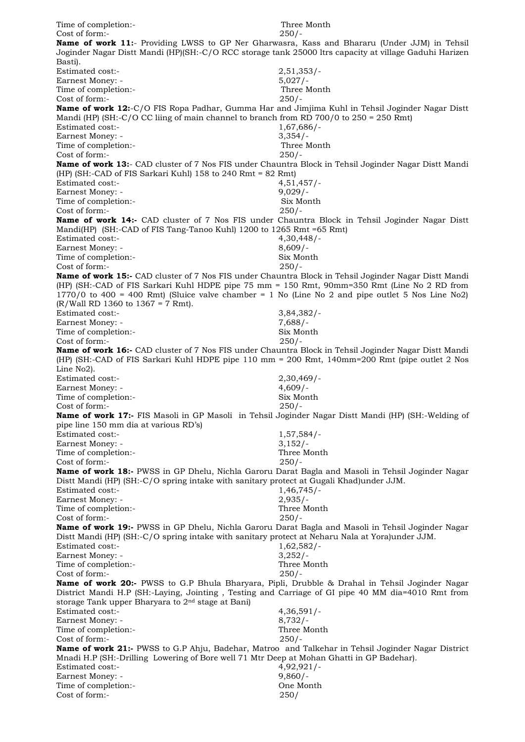Time of completion:- Three Month
Cost of form:- 250/-

**Name of work 11:**- Providing LWSS to GP Ner Gharwasra, Kass and Bhararu (Under JJM) in Tehsil Joginder Nagar Distt Mandi (HP)(SH:-C/O RCC storage tank 25000 ltrs capacity at village Gaduhi Harizen Basti).
Estimated cost:- 2,51,353/-
Earnest Money: - 5,027/-
Time of completion:- Three Month
Cost of form:- 250/-

**Name of work 12:**-C/O FIS Ropa Padhar, Gumma Har and Jimjima Kuhl in Tehsil Joginder Nagar Distt Mandi (HP) (SH:-C/O CC liing of main channel to branch from RD 700/0 to 250 = 250 Rmt)
Estimated cost:- 1,67,686/-
Earnest Money: - 3,354/-
Time of completion:- Three Month
Cost of form:- 250/-

**Name of work 13:**- CAD cluster of 7 Nos FIS under Chauntra Block in Tehsil Joginder Nagar Distt Mandi (HP) (SH:-CAD of FIS Sarkari Kuhl) 158 to 240 Rmt = 82 Rmt)
Estimated cost:- 4,51,457/-
Earnest Money: - 9,029/-
Time of completion:- Six Month
Cost of form:- 250/-

**Name of work 14:-** CAD cluster of 7 Nos FIS under Chauntra Block in Tehsil Joginder Nagar Distt Mandi(HP) (SH:-CAD of FIS Tang-Tanoo Kuhl) 1200 to 1265 Rmt =65 Rmt)
Estimated cost:- 4,30,448/-
Earnest Money: - 8,609/-
Time of completion:- Six Month
Cost of form:- 250/-

**Name of work 15:-** CAD cluster of 7 Nos FIS under Chauntra Block in Tehsil Joginder Nagar Distt Mandi (HP) (SH:-CAD of FIS Sarkari Kuhl HDPE pipe 75 mm = 150 Rmt, 90mm=350 Rmt (Line No 2 RD from 1770/0 to 400 = 400 Rmt) (Sluice valve chamber = 1 No (Line No 2 and pipe outlet 5 Nos Line No2) (R/Wall RD 1360 to 1367 = 7 Rmt).
Estimated cost:- 3,84,382/-
Earnest Money: - 7,688/-
Time of completion:- Six Month
Cost of form:- 250/-

**Name of work 16:-** CAD cluster of 7 Nos FIS under Chauntra Block in Tehsil Joginder Nagar Distt Mandi (HP) (SH:-CAD of FIS Sarkari Kuhl HDPE pipe 110 mm = 200 Rmt, 140mm=200 Rmt (pipe outlet 2 Nos Line No2).
Estimated cost:- 2,30,469/-
Earnest Money: - 4,609/-
Time of completion:- Six Month
Cost of form:- 250/-

**Name of work 17:-** FIS Masoli in GP Masoli in Tehsil Joginder Nagar Distt Mandi (HP) (SH:-Welding of pipe line 150 mm dia at various RD's)
Estimated cost:- 1,57,584/-
Earnest Money: - 3,152/-
Time of completion:- Three Month
Cost of form:- 250/-

**Name of work 18:-** PWSS in GP Dhelu, Nichla Garoru Darat Bagla and Masoli in Tehsil Joginder Nagar Distt Mandi (HP) (SH:-C/O spring intake with sanitary protect at Gugali Khad)under JJM.
Estimated cost:- 1,46,745/-
Earnest Money: - 2,935/-
Time of completion:- Three Month
Cost of form:- 250/-

**Name of work 19:-** PWSS in GP Dhelu, Nichla Garoru Darat Bagla and Masoli in Tehsil Joginder Nagar Distt Mandi (HP) (SH:-C/O spring intake with sanitary protect at Neharu Nala at Yora)under JJM.
Estimated cost:- 1,62,582/-
Earnest Money: - 3,252/-
Time of completion:- Three Month
Cost of form:- 250/-

**Name of work 20:-** PWSS to G.P Bhula Bharyara, Pipli, Drubble & Drahal in Tehsil Joginder Nagar District Mandi H.P (SH:-Laying, Jointing , Testing and Carriage of GI pipe 40 MM dia=4010 Rmt from storage Tank upper Bharyara to 2nd stage at Bani)
Estimated cost:- 4,36,591/-
Earnest Money: - 8,732/-
Time of completion:- Three Month
Cost of form:- 250/-

**Name of work 21:-** PWSS to G.P Ahju, Badehar, Matroo and Talkehar in Tehsil Joginder Nagar District Mnadi H.P (SH:-Drilling Lowering of Bore well 71 Mtr Deep at Mohan Ghatti in GP Badehar).
Estimated cost:- 4,92,921/-
Earnest Money: - 9,860/-
Time of completion:- One Month
Cost of form:- 250/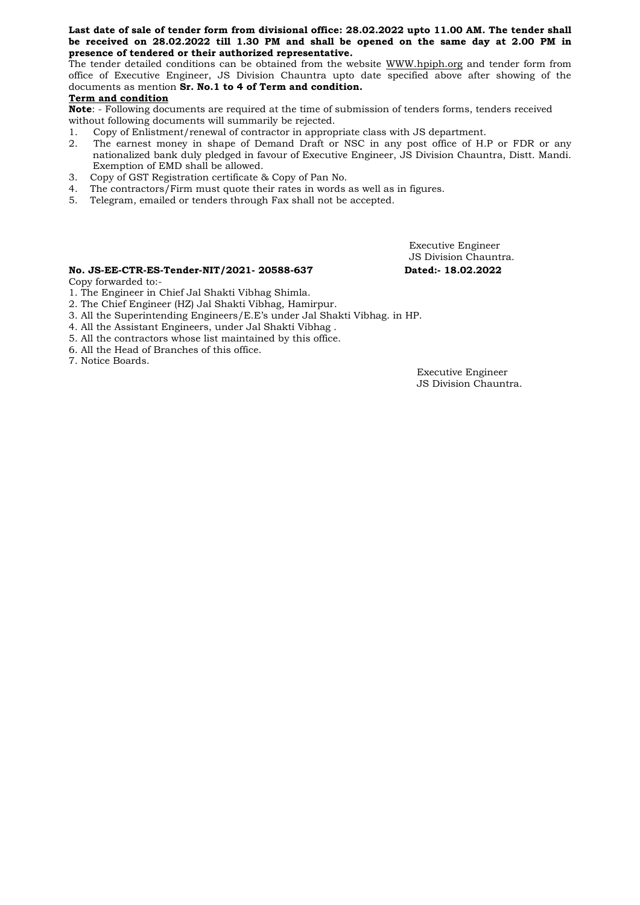**Last date of sale of tender form from divisional office: 28.02.2022 upto 11.00 AM. The tender shall be received on 28.02.2022 till 1.30 PM and shall be opened on the same day at 2.00 PM in presence of tendered or their authorized representative.**

The tender detailed conditions can be obtained from the website WWW.hpiph.org and tender form from office of Executive Engineer, JS Division Chauntra upto date specified above after showing of the documents as mention **Sr. No.1 to 4 of Term and condition.**

**Term and condition**

**Note**: - Following documents are required at the time of submission of tenders forms, tenders received without following documents will summarily be rejected.

1. Copy of Enlistment/renewal of contractor in appropriate class with JS department.
2. The earnest money in shape of Demand Draft or NSC in any post office of H.P or FDR or any nationalized bank duly pledged in favour of Executive Engineer, JS Division Chauntra, Distt. Mandi. Exemption of EMD shall be allowed.
3. Copy of GST Registration certificate & Copy of Pan No.
4. The contractors/Firm must quote their rates in words as well as in figures.
5. Telegram, emailed or tenders through Fax shall not be accepted.

Executive Engineer
JS Division Chauntra.

**No. JS-EE-CTR-ES-Tender-NIT/2021- 20588-637** **Dated:- 18.02.2022**

Copy forwarded to:-

1. The Engineer in Chief Jal Shakti Vibhag Shimla.
2. The Chief Engineer (HZ) Jal Shakti Vibhag, Hamirpur.
3. All the Superintending Engineers/E.E's under Jal Shakti Vibhag. in HP.
4. All the Assistant Engineers, under Jal Shakti Vibhag .
5. All the contractors whose list maintained by this office.
6. All the Head of Branches of this office.
7. Notice Boards.

Executive Engineer
JS Division Chauntra.